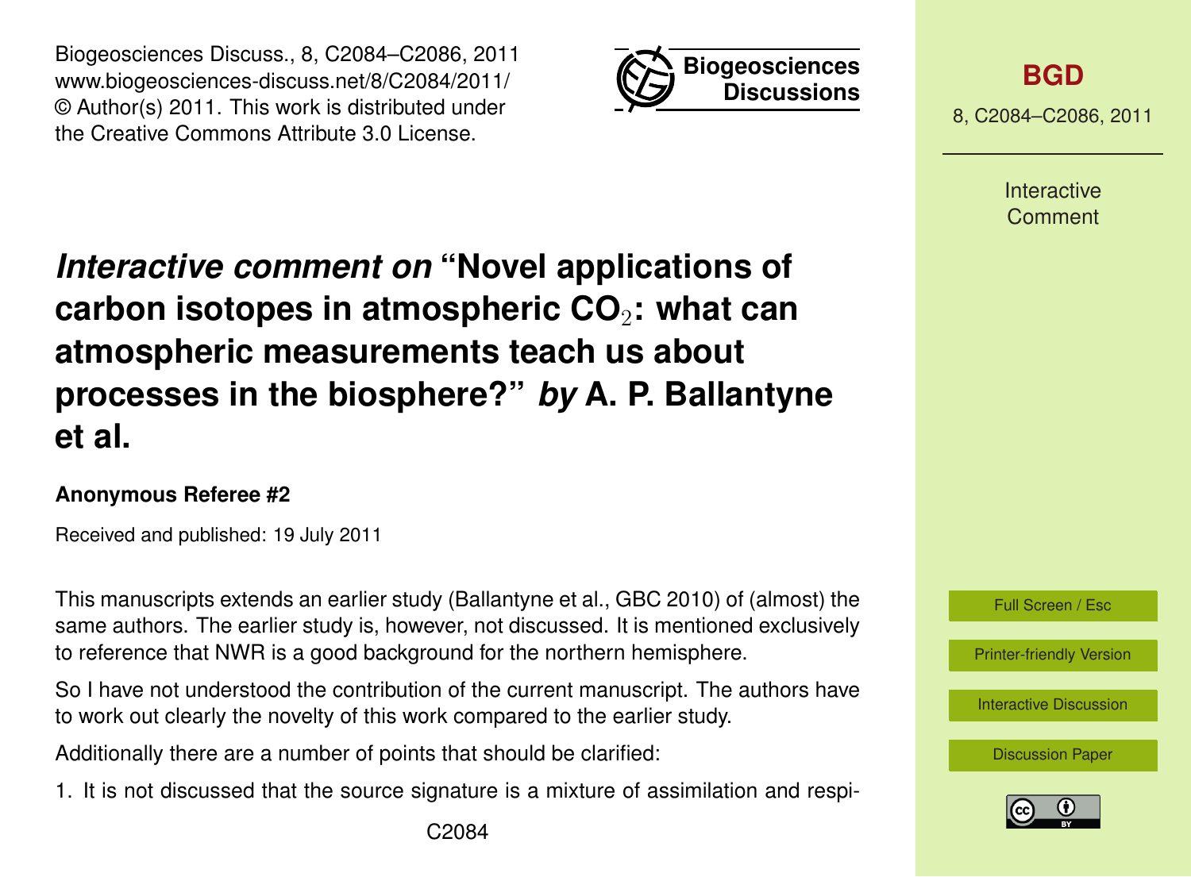# *Interactive comment on* "Novel applications of carbon isotopes in atmospheric $CO_2$: what can atmospheric measurements teach us about processes in the biosphere?" *by* A. P. Ballantyne et al.

**Anonymous Referee #2**

Received and published: 19 July 2011

This manuscripts extends an earlier study (Ballantyne et al., GBC 2010) of (almost) the same authors. The earlier study is, however, not discussed. It is mentioned exclusively to reference that NWR is a good background for the northern hemisphere.

So I have not understood the contribution of the current manuscript. The authors have to work out clearly the novelty of this work compared to the earlier study.

Additionally there are a number of points that should be clarified:

1. It is not discussed that the source signature is a mixture of assimilation and respi-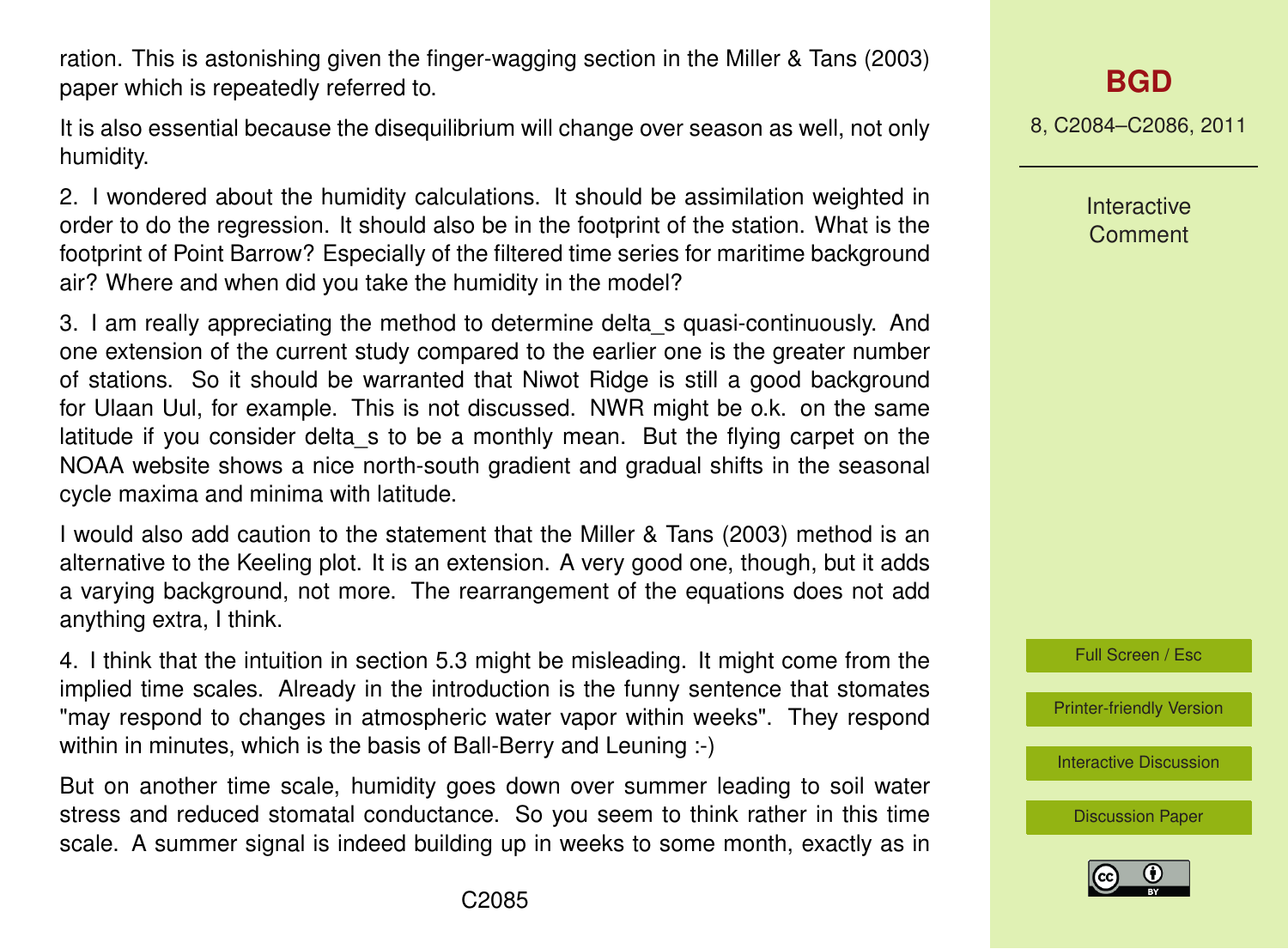ration. This is astonishing given the finger-wagging section in the Miller & Tans (2003) paper which is repeatedly referred to.

It is also essential because the disequilibrium will change over season as well, not only humidity.

2. I wondered about the humidity calculations. It should be assimilation weighted in order to do the regression. It should also be in the footprint of the station. What is the footprint of Point Barrow? Especially of the filtered time series for maritime background air? Where and when did you take the humidity in the model?

3. I am really appreciating the method to determine delta_s quasi-continuously. And one extension of the current study compared to the earlier one is the greater number of stations. So it should be warranted that Niwot Ridge is still a good background for Ulaan Uul, for example. This is not discussed. NWR might be o.k. on the same latitude if you consider delta_s to be a monthly mean. But the flying carpet on the NOAA website shows a nice north-south gradient and gradual shifts in the seasonal cycle maxima and minima with latitude.

I would also add caution to the statement that the Miller & Tans (2003) method is an alternative to the Keeling plot. It is an extension. A very good one, though, but it adds a varying background, not more. The rearrangement of the equations does not add anything extra, I think.

4. I think that the intuition in section 5.3 might be misleading. It might come from the implied time scales. Already in the introduction is the funny sentence that stomates "may respond to changes in atmospheric water vapor within weeks". They respond within in minutes, which is the basis of Ball-Berry and Leuning :-)

But on another time scale, humidity goes down over summer leading to soil water stress and reduced stomatal conductance. So you seem to think rather in this time scale. A summer signal is indeed building up in weeks to some month, exactly as in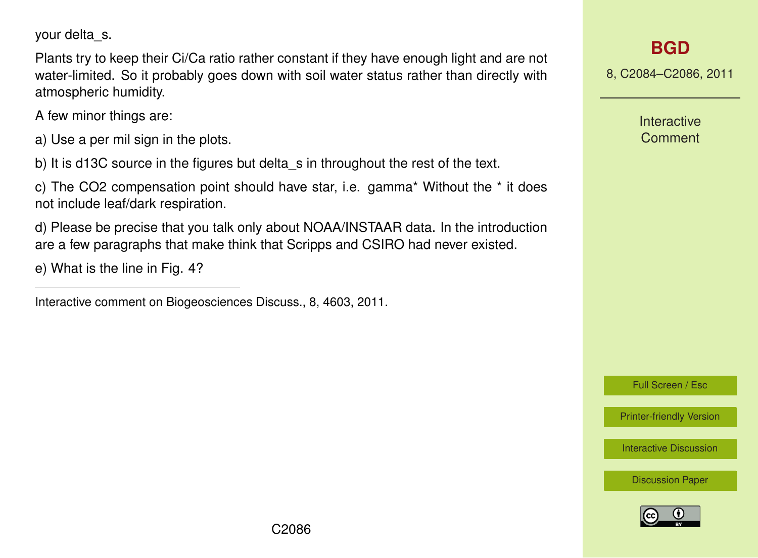your delta_s.

Plants try to keep their Ci/Ca ratio rather constant if they have enough light and are not water-limited. So it probably goes down with soil water status rather than directly with atmospheric humidity.

A few minor things are:

a) Use a per mil sign in the plots.

b) It is d13C source in the figures but delta_s in throughout the rest of the text.

c) The CO2 compensation point should have star, i.e. gamma* Without the * it does not include leaf/dark respiration.

d) Please be precise that you talk only about NOAA/INSTAAR data. In the introduction are a few paragraphs that make think that Scripps and CSIRO had never existed.

e) What is the line in Fig. 4?

---

Interactive comment on Biogeosciences Discuss., 8, 4603, 2011.